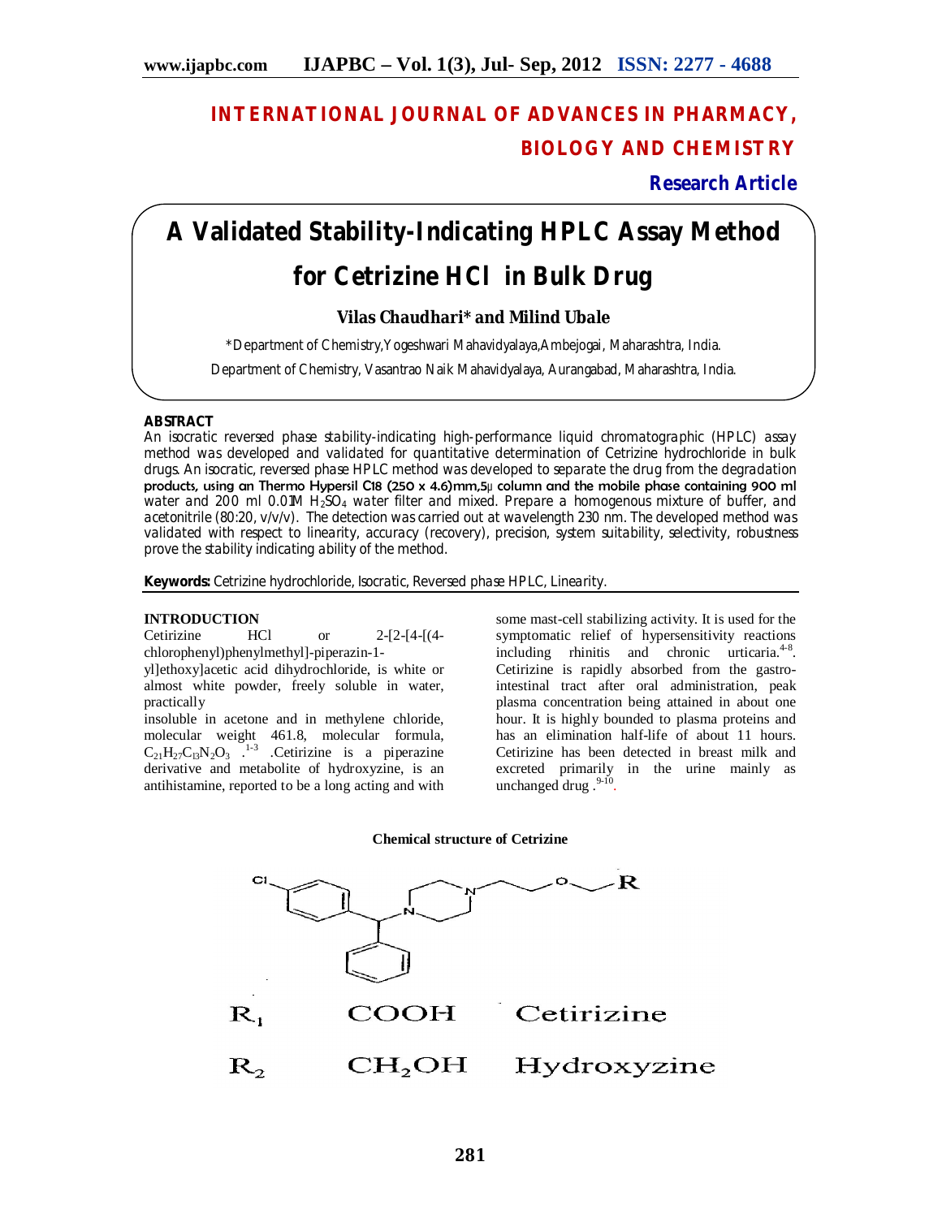# INTERNATIONAL JOURNAL OF ADVANCES IN PHARMACY, BIOLOGY AND CHEMISTRY

**Research Article**

# A Validated Stability-Indicating HPLC Assay Method for Cetrizine HCl in Bulk Drug

**Vilas Chaudhari* and Milind Ubale**

*Department of Chemistry,Yogeshwari Mahavidyalaya,Ambejogai, Maharashtra, India.

Department of Chemistry, Vasantrao Naik Mahavidyalaya, Aurangabad, Maharashtra, India.

## ABSTRACT

An isocratic reversed phase stability-indicating high-performance liquid chromatographic (HPLC) assay method was developed and validated for quantitative determination of Cetrizine hydrochloride in bulk drugs. An isocratic, reversed phase HPLC method was developed to separate the drug from the degradation products, using an Thermo Hypersil C18 (250 x 4.6)mm,5µ column and the mobile phase containing 900 ml water and 200 ml 0.01M $H_2SO_4$ water filter and mixed. Prepare a homogenous mixture of buffer, and acetonitrile (80:20, v/v/v). The detection was carried out at wavelength 230 nm. The developed method was validated with respect to linearity, accuracy (recovery), precision, system suitability, selectivity, robustness prove the stability indicating ability of the method.

**Keywords:** Cetrizine hydrochloride, Isocratic, Reversed phase HPLC, Linearity.

## INTRODUCTION

Cetirizine HCl or 2-[2-[4-[(4-chlorophenyl)phenylmethyl]-piperazin-1-yl]ethoxy]acetic acid dihydrochloride, is white or almost white powder, freely soluble in water, practically insoluble in acetone and in methylene chloride, molecular weight 461.8, molecular formula, $C_{21}H_{27}C_{13}N_2O_3$ .[1-3] .Cetirizine is a piperazine derivative and metabolite of hydroxyzine, is an antihistamine, reported to be a long acting and with some mast-cell stabilizing activity. It is used for the symptomatic relief of hypersensitivity reactions including rhinitis and chronic urticaria.[4-8]. Cetirizine is rapidly absorbed from the gastro-intestinal tract after oral administration, peak plasma concentration being attained in about one hour. It is highly bounded to plasma proteins and has an elimination half-life of about 11 hours. Cetirizine has been detected in breast milk and excreted primarily in the urine mainly as unchanged drug .[9-10].

**Chemical structure of Cetrizine**

| | | |
|---|---|---|
| $R_1$ | COOH | Cetirizine |
| $R_2$ | $CH_2OH$ | Hydroxyzine |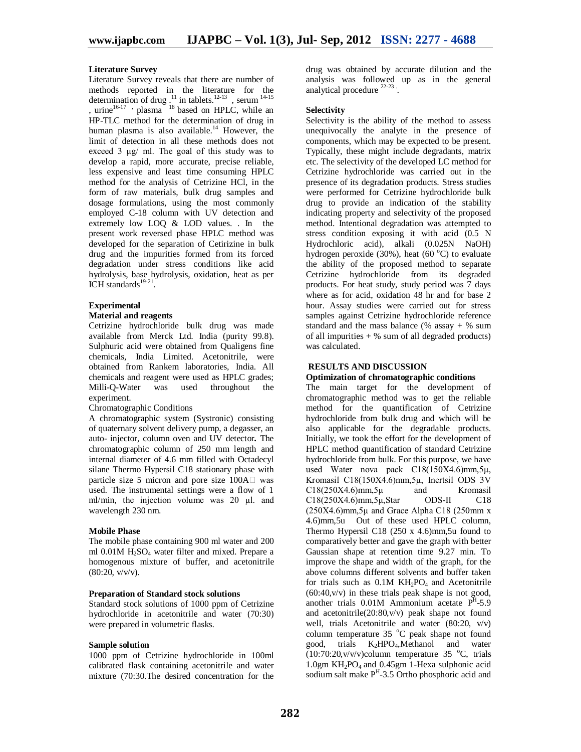### Literature Survey

Literature Survey reveals that there are number of methods reported in the literature for the determination of drug .[11] in tablets.[12-13] , serum [14-15] , urine[16-17] , plasma [18] based on HPLC, while an HP-TLC method for the determination of drug in human plasma is also available.[14] However, the limit of detection in all these methods does not exceed 3 µg/ ml. The goal of this study was to develop a rapid, more accurate, precise reliable, less expensive and least time consuming HPLC method for the analysis of Cetrizine HCl, in the form of raw materials, bulk drug samples and dosage formulations, using the most commonly employed C-18 column with UV detection and extremely low LOQ & LOD values. . In the present work reversed phase HPLC method was developed for the separation of Cetirizine in bulk drug and the impurities formed from its forced degradation under stress conditions like acid hydrolysis, base hydrolysis, oxidation, heat as per ICH standards[19-21].

### Experimental

### Material and reagents

Cetrizine hydrochloride bulk drug was made available from Merck Ltd. India (purity 99.8). Sulphuric acid were obtained from Qualigens fine chemicals, India Limited. Acetonitrile, were obtained from Rankem laboratories, India. All chemicals and reagent were used as HPLC grades; Milli-Q-Water was used throughout the experiment.

Chromatographic Conditions

A chromatographic system (Systronic) consisting of quaternary solvent delivery pump, a degasser, an auto- injector, column oven and UV detector**.** The chromatographic column of 250 mm length and internal diameter of 4.6 mm filled with Octadecyl silane Thermo Hypersil C18 stationary phase with particle size 5 micron and pore size 100A was used. The instrumental settings were a flow of 1 ml/min, the injection volume was 20 µl. and wavelength 230 nm.

### Mobile Phase

The mobile phase containing 900 ml water and 200 ml 0.01M $H_2SO_4$ water filter and mixed. Prepare a homogenous mixture of buffer, and acetonitrile (80:20, v/v/v).

### Preparation of Standard stock solutions

Standard stock solutions of 1000 ppm of Cetrizine hydrochloride in acetonitrile and water (70:30) were prepared in volumetric flasks.

### Sample solution

1000 ppm of Cetrizine hydrochloride in 100ml calibrated flask containing acetonitrile and water mixture (70:30.The desired concentration for the drug was obtained by accurate dilution and the analysis was followed up as in the general analytical procedure [22-23].

### Selectivity

Selectivity is the ability of the method to assess unequivocally the analyte in the presence of components, which may be expected to be present. Typically, these might include degradants, matrix etc. The selectivity of the developed LC method for Cetrizine hydrochloride was carried out in the presence of its degradation products. Stress studies were performed for Cetrizine hydrochloride bulk drug to provide an indication of the stability indicating property and selectivity of the proposed method. Intentional degradation was attempted to stress condition exposing it with acid (0.5 N Hydrochloric acid), alkali (0.025N NaOH) hydrogen peroxide (30%), heat (60 °C) to evaluate the ability of the proposed method to separate Cetrizine hydrochloride from its degraded products. For heat study, study period was 7 days where as for acid, oxidation 48 hr and for base 2 hour. Assay studies were carried out for stress samples against Cetrizine hydrochloride reference standard and the mass balance (% assay + % sum of all impurities + % sum of all degraded products) was calculated.

## RESULTS AND DISCUSSION

### Optimization of chromatographic conditions

The main target for the development of chromatographic method was to get the reliable method for the quantification of Cetrizine hydrochloride from bulk drug and which will be also applicable for the degradable products. Initially, we took the effort for the development of HPLC method quantification of standard Cetrizine hydrochloride from bulk. For this purpose, we have used Water nova pack C18(150X4.6)mm,5µ, Kromasil C18(150X4.6)mm,5µ, Inertsil ODS 3V C18(250X4.6)mm,5µ and Kromasil C18(250X4.6)mm,5µ,Star ODS-II C18 (250X4.6)mm,5µ and Grace Alpha C18 (250mm x 4.6)mm,5u Out of these used HPLC column, Thermo Hypersil C18 (250 x 4.6)mm,5u found to comparatively better and gave the graph with better Gaussian shape at retention time 9.27 min. To improve the shape and width of the graph, for the above columns different solvents and buffer taken for trials such as 0.1M $KH_2PO_4$ and Acetonitrile (60:40,v/v) in these trials peak shape is not good, another trials 0.01M Ammonium acetate $P^H$-5.9 and acetonitrile(20:80,v/v) peak shape not found well, trials Acetonitrile and water (80:20, v/v) column temperature 35 °C peak shape not found good, trials $K_2HPO_4$,Methanol and water (10:70:20,v/v/v)column temperature 35 °C, trials 1.0gm $KH_2PO_4$ and 0.45gm 1-Hexa sulphonic acid sodium salt make $P^H$-3.5 Ortho phosphoric acid and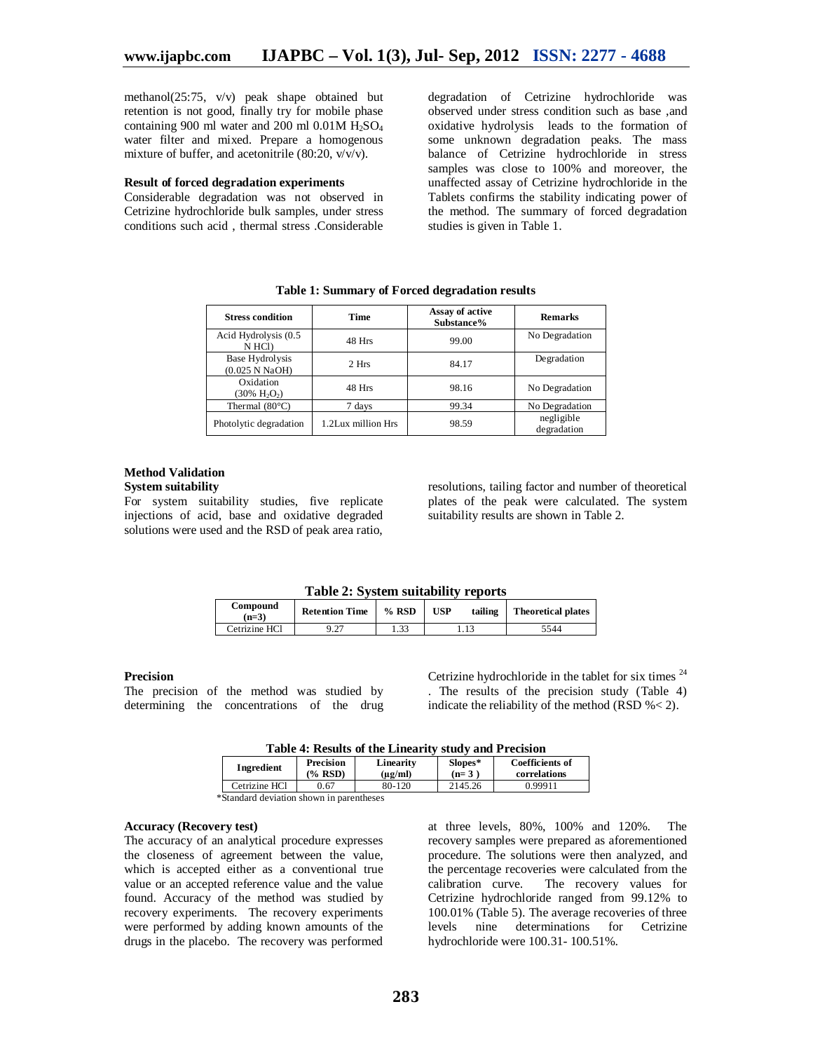methanol(25:75, v/v) peak shape obtained but retention is not good, finally try for mobile phase containing 900 ml water and 200 ml 0.01M $H_2SO_4$ water filter and mixed. Prepare a homogenous mixture of buffer, and acetonitrile (80:20, v/v/v).

**Result of forced degradation experiments**

Considerable degradation was not observed in Cetrizine hydrochloride bulk samples, under stress conditions such acid , thermal stress .Considerable degradation of Cetrizine hydrochloride was observed under stress condition such as base ,and oxidative hydrolysis leads to the formation of some unknown degradation peaks. The mass balance of Cetrizine hydrochloride in stress samples was close to 100% and moreover, the unaffected assay of Cetrizine hydrochloride in the Tablets confirms the stability indicating power of the method. The summary of forced degradation studies is given in Table 1.

**Table 1: Summary of Forced degradation results**

| Stress condition | Time | Assay of active Substance% | Remarks |
|---|---|---|---|
| Acid Hydrolysis (0.5 N HCl) | 48 Hrs | 99.00 | No Degradation |
| Base Hydrolysis (0.025 N NaOH) | 2 Hrs | 84.17 | Degradation |
| Oxidation (30% $H_2O_2$) | 48 Hrs | 98.16 | No Degradation |
| Thermal (80°C) | 7 days | 99.34 | No Degradation |
| Photolytic degradation | 1.2Lux million Hrs | 98.59 | negligible degradation |

## Method Validation

### System suitability

For system suitability studies, five replicate injections of acid, base and oxidative degraded solutions were used and the RSD of peak area ratio, resolutions, tailing factor and number of theoretical plates of the peak were calculated. The system suitability results are shown in Table 2.

**Table 2: System suitability reports**

| Compound (n=3) | Retention Time | % RSD | USP tailing | Theoretical plates |
|---|---|---|---|---|
| Cetrizine HCl | 9.27 | 1.33 | 1.13 | 5544 |

### Precision

The precision of the method was studied by determining the concentrations of the drug Cetrizine hydrochloride in the tablet for six times [24]. The results of the precision study (Table 4) indicate the reliability of the method (RSD %< 2).

**Table 4: Results of the Linearity study and Precision**

| Ingredient | Precision (% RSD) | Linearity (μg/ml) | Slopes* (n= 3 ) | Coefficients of correlations |
|---|---|---|---|---|
| Cetrizine HCl | 0.67 | 80-120 | 2145.26 | 0.99911 |

*Standard deviation shown in parentheses

### Accuracy (Recovery test)

The accuracy of an analytical procedure expresses the closeness of agreement between the value, which is accepted either as a conventional true value or an accepted reference value and the value found. Accuracy of the method was studied by recovery experiments. The recovery experiments were performed by adding known amounts of the drugs in the placebo. The recovery was performed at three levels, 80%, 100% and 120%. The recovery samples were prepared as aforementioned procedure. The solutions were then analyzed, and the percentage recoveries were calculated from the calibration curve. The recovery values for Cetrizine hydrochloride ranged from 99.12% to 100.01% (Table 5). The average recoveries of three levels nine determinations for Cetrizine hydrochloride were 100.31- 100.51%.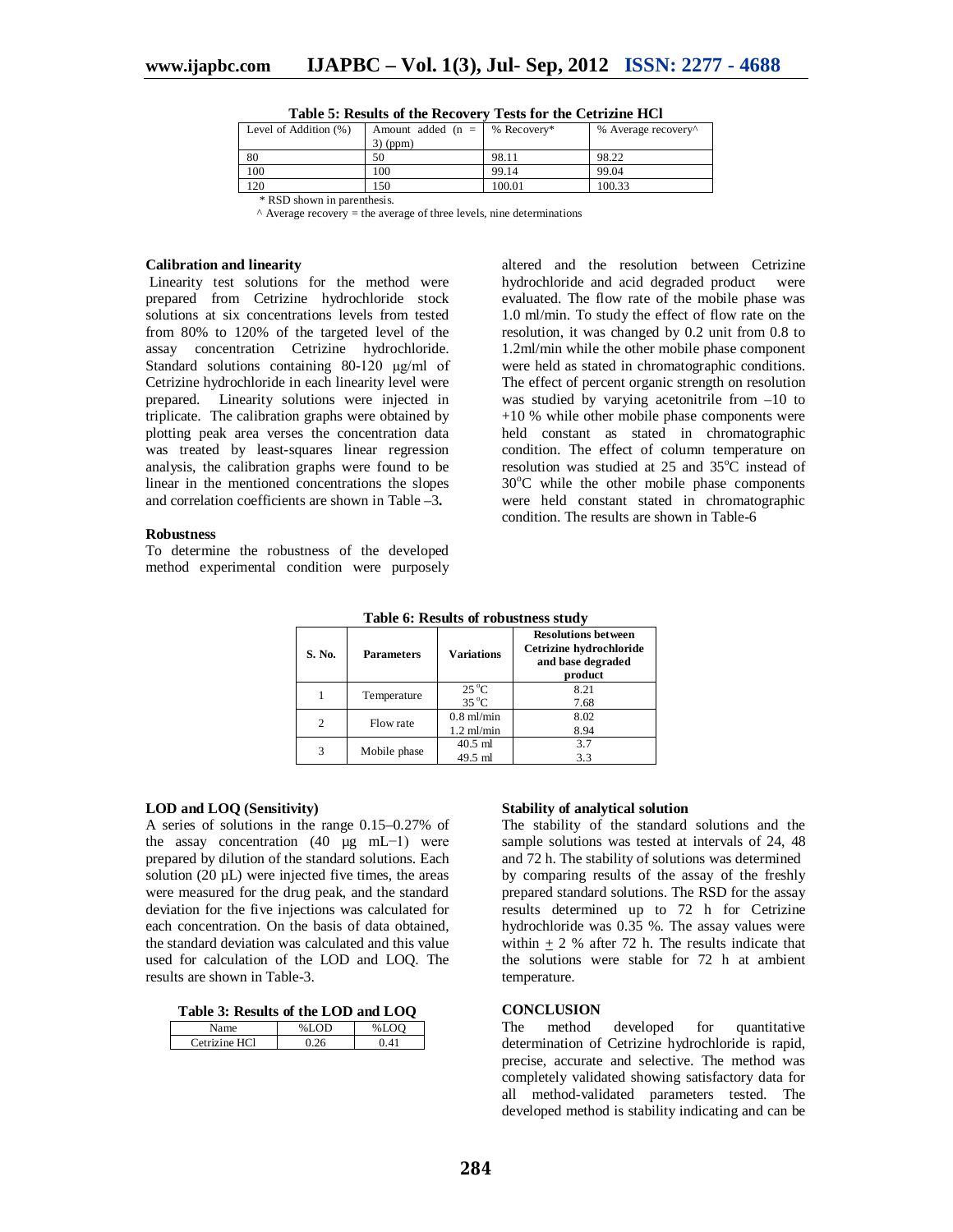**Table 5: Results of the Recovery Tests for the Cetrizine HCl**

| Level of Addition (%) | Amount added (n = 3) (ppm) | % Recovery* | % Average recovery^ |
|---|---|---|---|
| 80 | 50 | 98.11 | 98.22 |
| 100 | 100 | 99.14 | 99.04 |
| 120 | 150 | 100.01 | 100.33 |

\* RSD shown in parenthesis.

^ Average recovery = the average of three levels, nine determinations

### Calibration and linearity

Linearity test solutions for the method were prepared from Cetrizine hydrochloride stock solutions at six concentrations levels from tested from 80% to 120% of the targeted level of the assay concentration Cetrizine hydrochloride. Standard solutions containing 80-120 μg/ml of Cetrizine hydrochloride in each linearity level were prepared. Linearity solutions were injected in triplicate. The calibration graphs were obtained by plotting peak area verses the concentration data was treated by least-squares linear regression analysis, the calibration graphs were found to be linear in the mentioned concentrations the slopes and correlation coefficients are shown in Table –3**.**

### Robustness

To determine the robustness of the developed method experimental condition were purposely altered and the resolution between Cetrizine hydrochloride and acid degraded product were evaluated. The flow rate of the mobile phase was 1.0 ml/min. To study the effect of flow rate on the resolution, it was changed by 0.2 unit from 0.8 to 1.2ml/min while the other mobile phase component were held as stated in chromatographic conditions. The effect of percent organic strength on resolution was studied by varying acetonitrile from –10 to +10 % while other mobile phase components were held constant as stated in chromatographic condition. The effect of column temperature on resolution was studied at 25 and 35°C instead of 30°C while the other mobile phase components were held constant stated in chromatographic condition. The results are shown in Table-6

**Table 6: Results of robustness study**

| S. No. | Parameters | Variations | Resolutions between Cetrizine hydrochloride and base degraded product |
|---|---|---|---|
| 1 | Temperature | 25 °C | 8.21 |
| | | 35 °C | 7.68 |
| 2 | Flow rate | 0.8 ml/min | 8.02 |
| | | 1.2 ml/min | 8.94 |
| 3 | Mobile phase | 40.5 ml | 3.7 |
| | | 49.5 ml | 3.3 |

### LOD and LOQ (Sensitivity)

A series of solutions in the range 0.15–0.27% of the assay concentration (40 μg mL−1) were prepared by dilution of the standard solutions. Each solution (20 μL) were injected five times, the areas were measured for the drug peak, and the standard deviation for the five injections was calculated for each concentration. On the basis of data obtained, the standard deviation was calculated and this value used for calculation of the LOD and LOQ. The results are shown in Table-3.

**Table 3: Results of the LOD and LOQ**

| Name | %LOD | %LOQ |
|---|---|---|
| Cetrizine HCl | 0.26 | 0.41 |

### Stability of analytical solution

The stability of the standard solutions and the sample solutions was tested at intervals of 24, 48 and 72 h. The stability of solutions was determined by comparing results of the assay of the freshly prepared standard solutions. The RSD for the assay results determined up to 72 h for Cetrizine hydrochloride was 0.35 %. The assay values were within ± 2 % after 72 h. The results indicate that the solutions were stable for 72 h at ambient temperature.

## CONCLUSION

The method developed for quantitative determination of Cetrizine hydrochloride is rapid, precise, accurate and selective. The method was completely validated showing satisfactory data for all method-validated parameters tested. The developed method is stability indicating and can be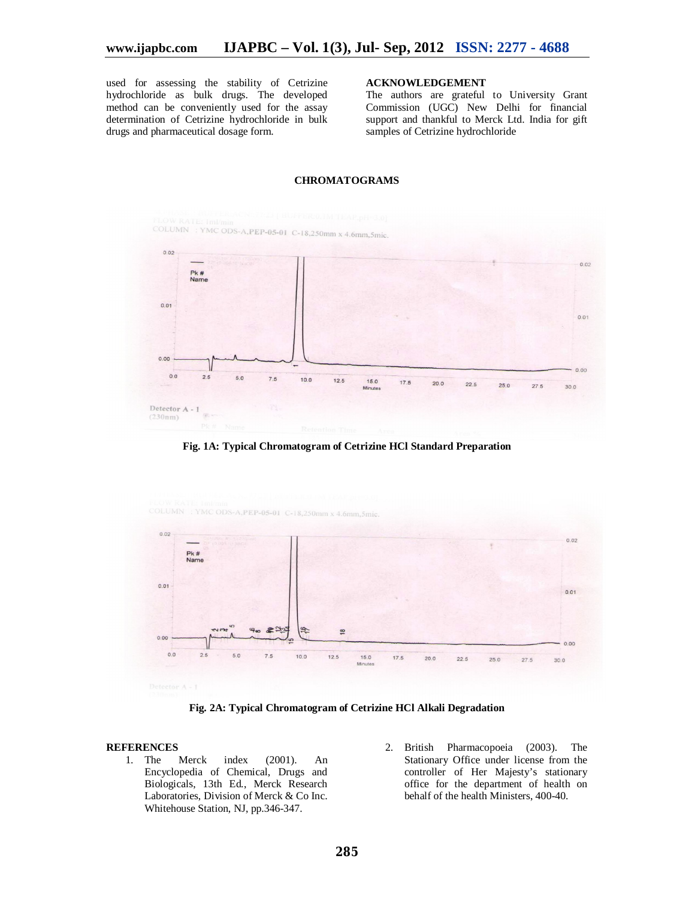used for assessing the stability of Cetrizine hydrochloride as bulk drugs. The developed method can be conveniently used for the assay determination of Cetrizine hydrochloride in bulk drugs and pharmaceutical dosage form.

## ACKNOWLEDGEMENT

The authors are grateful to University Grant Commission (UGC) New Delhi for financial support and thankful to Merck Ltd. India for gift samples of Cetrizine hydrochloride

## CHROMATOGRAMS

Fig. 1A: Typical Chromatogram of Cetrizine HCl Standard Preparation

Fig. 2A: Typical Chromatogram of Cetrizine HCl Alkali Degradation

## REFERENCES

1. The Merck index (2001). An Encyclopedia of Chemical, Drugs and Biologicals, 13th Ed., Merck Research Laboratories, Division of Merck & Co Inc. Whitehouse Station, NJ, pp.346-347.
2. British Pharmacopoeia (2003). The Stationary Office under license from the controller of Her Majesty's stationary office for the department of health on behalf of the health Ministers, 400-40.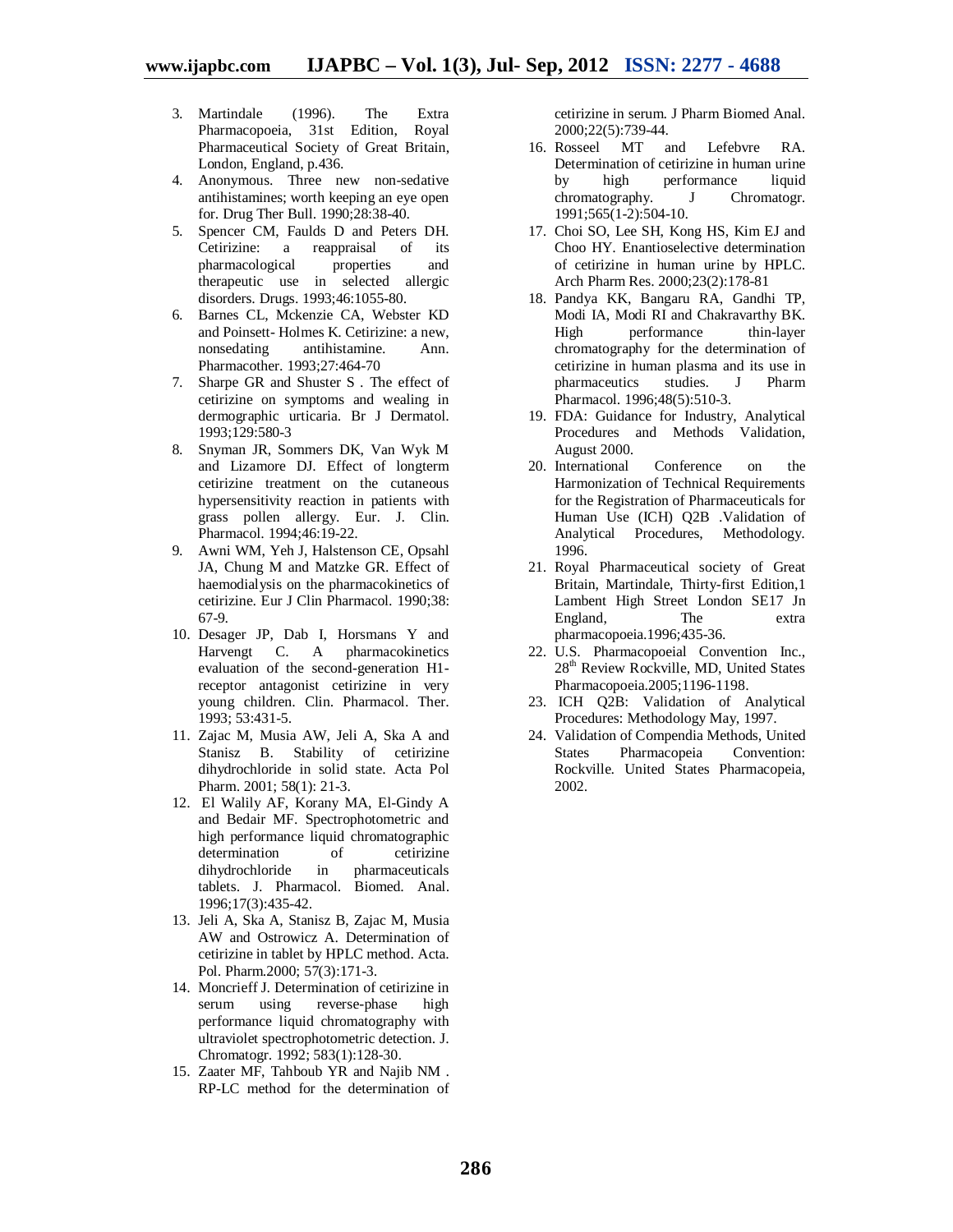3. Martindale (1996). The Extra Pharmacopoeia, 31st Edition, Royal Pharmaceutical Society of Great Britain, London, England, p.436.
4. Anonymous. Three new non-sedative antihistamines; worth keeping an eye open for. Drug Ther Bull. 1990;28:38-40.
5. Spencer CM, Faulds D and Peters DH. Cetirizine: a reappraisal of its pharmacological properties and therapeutic use in selected allergic disorders. Drugs. 1993;46:1055-80.
6. Barnes CL, Mckenzie CA, Webster KD and Poinsett- Holmes K. Cetirizine: a new, nonsedating antihistamine. Ann. Pharmacother. 1993;27:464-70
7. Sharpe GR and Shuster S . The effect of cetirizine on symptoms and wealing in dermographic urticaria. Br J Dermatol. 1993;129:580-3
8. Snyman JR, Sommers DK, Van Wyk M and Lizamore DJ. Effect of longterm cetirizine treatment on the cutaneous hypersensitivity reaction in patients with grass pollen allergy. Eur. J. Clin. Pharmacol. 1994;46:19-22.
9. Awni WM, Yeh J, Halstenson CE, Opsahl JA, Chung M and Matzke GR. Effect of haemodialysis on the pharmacokinetics of cetirizine. Eur J Clin Pharmacol. 1990;38: 67-9.
10. Desager JP, Dab I, Horsmans Y and Harvengt C. A pharmacokinetics evaluation of the second-generation H1-receptor antagonist cetirizine in very young children. Clin. Pharmacol. Ther. 1993; 53:431-5.
11. Zajac M, Musia AW, Jeli A, Ska A and Stanisz B. Stability of cetirizine dihydrochloride in solid state. Acta Pol Pharm. 2001; 58(1): 21-3.
12. El Walily AF, Korany MA, El-Gindy A and Bedair MF. Spectrophotometric and high performance liquid chromatographic determination of cetirizine dihydrochloride in pharmaceuticals tablets. J. Pharmacol. Biomed. Anal. 1996;17(3):435-42.
13. Jeli A, Ska A, Stanisz B, Zajac M, Musia AW and Ostrowicz A. Determination of cetirizine in tablet by HPLC method. Acta. Pol. Pharm.2000; 57(3):171-3.
14. Moncrieff J. Determination of cetirizine in serum using reverse-phase high performance liquid chromatography with ultraviolet spectrophotometric detection. J. Chromatogr. 1992; 583(1):128-30.
15. Zaater MF, Tahboub YR and Najib NM . RP-LC method for the determination of cetirizine in serum. J Pharm Biomed Anal. 2000;22(5):739-44.
16. Rosseel MT and Lefebvre RA. Determination of cetirizine in human urine by high performance liquid chromatography. J Chromatogr. 1991;565(1-2):504-10.
17. Choi SO, Lee SH, Kong HS, Kim EJ and Choo HY. Enantioselective determination of cetirizine in human urine by HPLC. Arch Pharm Res. 2000;23(2):178-81
18. Pandya KK, Bangaru RA, Gandhi TP, Modi IA, Modi RI and Chakravarthy BK. High performance thin-layer chromatography for the determination of cetirizine in human plasma and its use in pharmaceutics studies. J Pharm Pharmacol. 1996;48(5):510-3.
19. FDA: Guidance for Industry, Analytical Procedures and Methods Validation, August 2000.
20. International Conference on the Harmonization of Technical Requirements for the Registration of Pharmaceuticals for Human Use (ICH) Q2B .Validation of Analytical Procedures, Methodology. 1996.
21. Royal Pharmaceutical society of Great Britain, Martindale, Thirty-first Edition,1 Lambent High Street London SE17 Jn England, The extra pharmacopoeia.1996;435-36.
22. U.S. Pharmacopoeial Convention Inc., 28th Review Rockville, MD, United States Pharmacopoeia.2005;1196-1198.
23. ICH Q2B: Validation of Analytical Procedures: Methodology May, 1997.
24. Validation of Compendia Methods, United States Pharmacopeia Convention: Rockville. United States Pharmacopeia, 2002.